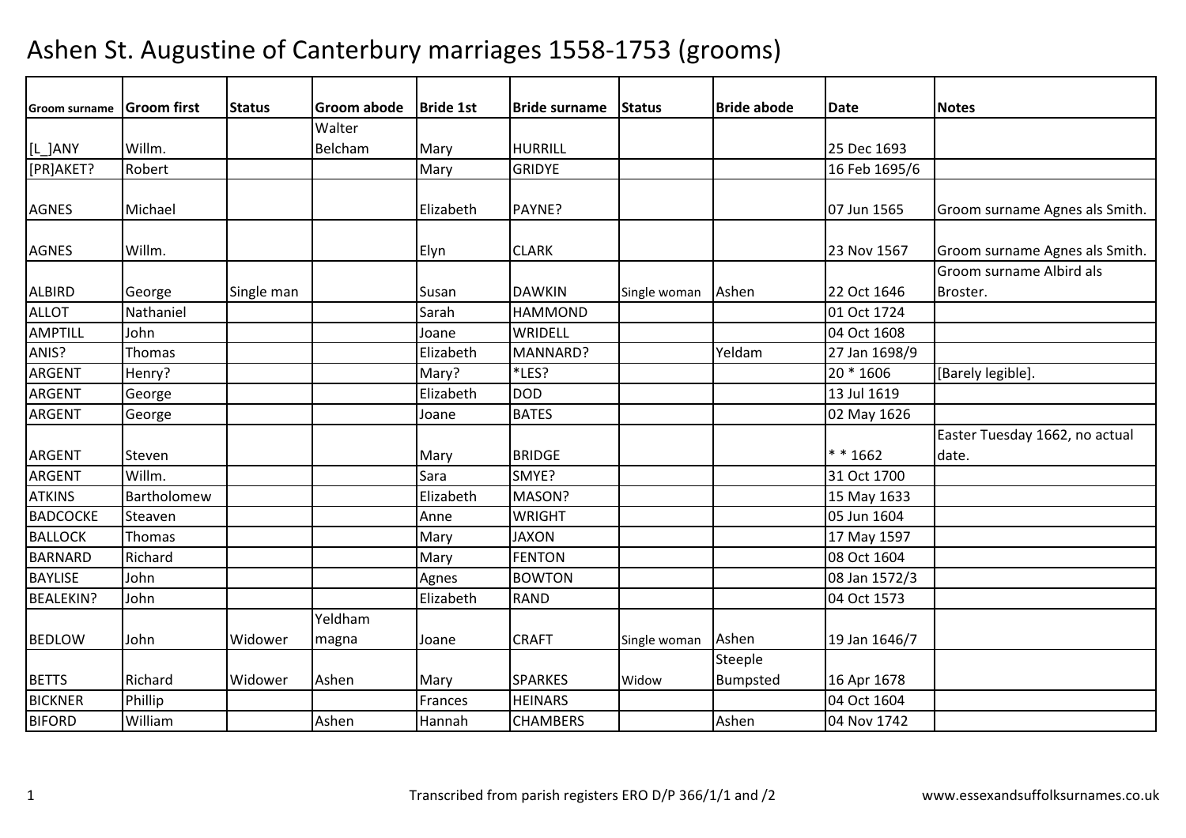# Ashen St. Augustine of Canterbury marriages 1558-1753 (grooms)

| Groom surname | Groom first | Status | Groom abode | Bride 1st | Bride surname | Status | Bride abode | Date | Notes |
|---|---|---|---|---|---|---|---|---|---|
| [L_]ANY | Willm. | | Walter Belcham | Mary | HURRILL | | | 25 Dec 1693 | |
| [PR]AKET? | Robert | | | Mary | GRIDYE | | | 16 Feb 1695/6 | |
| AGNES | Michael | | | Elizabeth | PAYNE? | | | 07 Jun 1565 | Groom surname Agnes als Smith. |
| AGNES | Willm. | | | Elyn | CLARK | | | 23 Nov 1567 | Groom surname Agnes als Smith. |
| ALBIRD | George | Single man | | Susan | DAWKIN | Single woman | Ashen | 22 Oct 1646 | Groom surname Albird als Broster. |
| ALLOT | Nathaniel | | | Sarah | HAMMOND | | | 01 Oct 1724 | |
| AMPTILL | John | | | Joane | WRIDELL | | | 04 Oct 1608 | |
| ANIS? | Thomas | | | Elizabeth | MANNARD? | | Yeldam | 27 Jan 1698/9 | |
| ARGENT | Henry? | | | Mary? | *LES? | | | 20 * 1606 | [Barely legible]. |
| ARGENT | George | | | Elizabeth | DOD | | | 13 Jul 1619 | |
| ARGENT | George | | | Joane | BATES | | | 02 May 1626 | |
| ARGENT | Steven | | | Mary | BRIDGE | | | * * 1662 | Easter Tuesday 1662, no actual date. |
| ARGENT | Willm. | | | Sara | SMYE? | | | 31 Oct 1700 | |
| ATKINS | Bartholomew | | | Elizabeth | MASON? | | | 15 May 1633 | |
| BADCOCKE | Steaven | | | Anne | WRIGHT | | | 05 Jun 1604 | |
| BALLOCK | Thomas | | | Mary | JAXON | | | 17 May 1597 | |
| BARNARD | Richard | | | Mary | FENTON | | | 08 Oct 1604 | |
| BAYLISE | John | | | Agnes | BOWTON | | | 08 Jan 1572/3 | |
| BEALEKIN? | John | | | Elizabeth | RAND | | | 04 Oct 1573 | |
| BEDLOW | John | Widower | Yeldham magna | Joane | CRAFT | Single woman | Ashen | 19 Jan 1646/7 | |
| BETTS | Richard | Widower | Ashen | Mary | SPARKES | Widow | Steeple Bumpsted | 16 Apr 1678 | |
| BICKNER | Phillip | | | Frances | HEINARS | | | 04 Oct 1604 | |
| BIFORD | William | | Ashen | Hannah | CHAMBERS | | Ashen | 04 Nov 1742 | |

Transcribed from parish registers ERO D/P 366/1/1 and /2 www.essexandsuffolksurnames.co.uk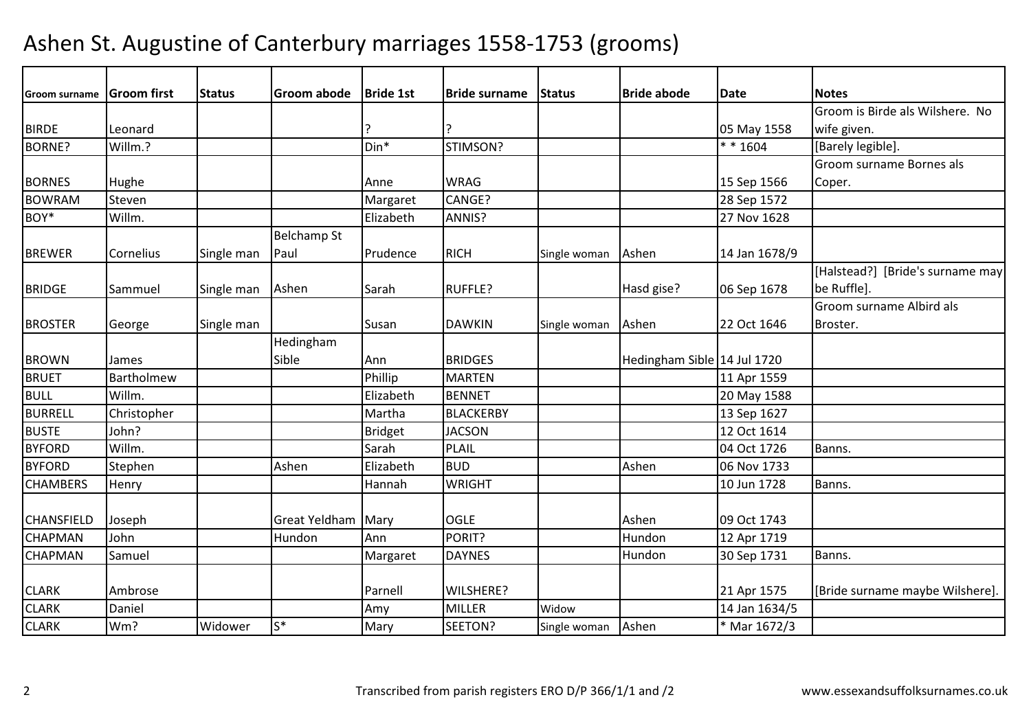# Ashen St. Augustine of Canterbury marriages 1558-1753 (grooms)

| Groom surname | Groom first | Status | Groom abode | Bride 1st | Bride surname | Status | Bride abode | Date | Notes |
|---|---|---|---|---|---|---|---|---|---|
| BIRDE | Leonard | | | ? | ? | | | 05 May 1558 | Groom is Birde als Wilshere. No wife given. |
| BORNE? | Willm.? | | | Din* | STIMSON? | | | * * 1604 | [Barely legible]. |
| BORNES | Hughe | | | Anne | WRAG | | | 15 Sep 1566 | Groom surname Bornes als Coper. |
| BOWRAM | Steven | | | Margaret | CANGE? | | | 28 Sep 1572 | |
| BOY* | Willm. | | | Elizabeth | ANNIS? | | | 27 Nov 1628 | |
| BREWER | Cornelius | Single man | Belchamp St Paul | Prudence | RICH | Single woman | Ashen | 14 Jan 1678/9 | |
| BRIDGE | Sammuel | Single man | Ashen | Sarah | RUFFLE? | | Hasd gise? | 06 Sep 1678 | [Halstead?] [Bride's surname may be Ruffle]. |
| BROSTER | George | Single man | | Susan | DAWKIN | Single woman | Ashen | 22 Oct 1646 | Groom surname Albird als Broster. |
| BROWN | James | | Hedingham Sible | Ann | BRIDGES | | Hedingham Sible | 14 Jul 1720 | |
| BRUET | Bartholmew | | | Phillip | MARTEN | | | 11 Apr 1559 | |
| BULL | Willm. | | | Elizabeth | BENNET | | | 20 May 1588 | |
| BURRELL | Christopher | | | Martha | BLACKERBY | | | 13 Sep 1627 | |
| BUSTE | John? | | | Bridget | JACSON | | | 12 Oct 1614 | |
| BYFORD | Willm. | | | Sarah | PLAIL | | | 04 Oct 1726 | Banns. |
| BYFORD | Stephen | | Ashen | Elizabeth | BUD | | Ashen | 06 Nov 1733 | |
| CHAMBERS | Henry | | | Hannah | WRIGHT | | | 10 Jun 1728 | Banns. |
| CHANSFIELD | Joseph | | Great Yeldham | Mary | OGLE | | Ashen | 09 Oct 1743 | |
| CHAPMAN | John | | Hundon | Ann | PORIT? | | Hundon | 12 Apr 1719 | |
| CHAPMAN | Samuel | | | Margaret | DAYNES | | Hundon | 30 Sep 1731 | Banns. |
| CLARK | Ambrose | | | Parnell | WILSHERE? | | | 21 Apr 1575 | [Bride surname maybe Wilshere]. |
| CLARK | Daniel | | | Amy | MILLER | Widow | | 14 Jan 1634/5 | |
| CLARK | Wm? | Widower | S* | Mary | SEETON? | Single woman | Ashen | * Mar 1672/3 | |

Transcribed from parish registers ERO D/P 366/1/1 and /2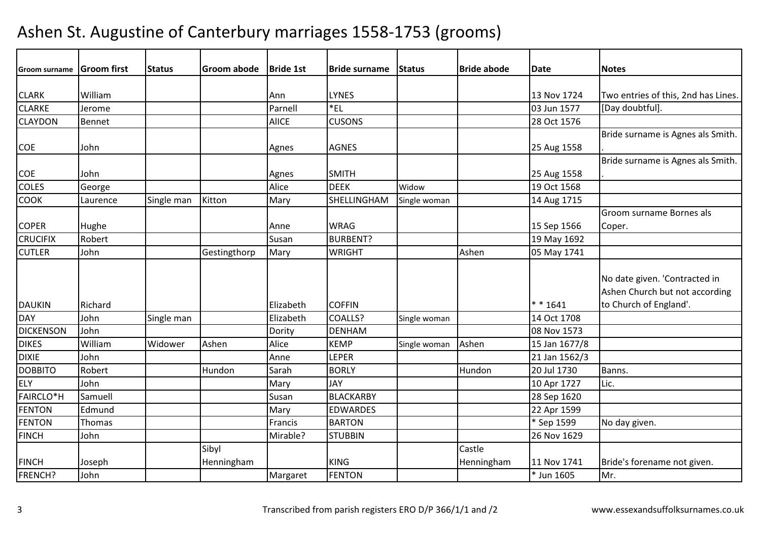# Ashen St. Augustine of Canterbury marriages 1558-1753 (grooms)

| Groom surname | Groom first | Status | Groom abode | Bride 1st | Bride surname | Status | Bride abode | Date | Notes |
|---|---|---|---|---|---|---|---|---|---|
| CLARK | William | | | Ann | LYNES | | | 13 Nov 1724 | Two entries of this, 2nd has Lines. |
| CLARKE | Jerome | | | Parnell | *EL | | | 03 Jun 1577 | [Day doubtful]. |
| CLAYDON | Bennet | | | AlICE | CUSONS | | | 28 Oct 1576 | |
| COE | John | | | Agnes | AGNES | | | 25 Aug 1558 | Bride surname is Agnes als Smith. |
| COE | John | | | Agnes | SMITH | | | 25 Aug 1558 | Bride surname is Agnes als Smith. |
| COLES | George | | | Alice | DEEK | Widow | | 19 Oct 1568 | |
| COOK | Laurence | Single man | Kitton | Mary | SHELLINGHAM | Single woman | | 14 Aug 1715 | |
| COPER | Hughe | | | Anne | WRAG | | | 15 Sep 1566 | Groom surname Bornes als Coper. |
| CRUCIFIX | Robert | | | Susan | BURBENT? | | | 19 May 1692 | |
| CUTLER | John | | Gestingthorp | Mary | WRIGHT | | Ashen | 05 May 1741 | |
| DAUKIN | Richard | | | Elizabeth | COFFIN | | | * * 1641 | No date given. 'Contracted in Ashen Church but not according to Church of England'. |
| DAY | John | Single man | | Elizabeth | COALLS? | Single woman | | 14 Oct 1708 | |
| DICKENSON | John | | | Dority | DENHAM | | | 08 Nov 1573 | |
| DIKES | William | Widower | Ashen | Alice | KEMP | Single woman | Ashen | 15 Jan 1677/8 | |
| DIXIE | John | | | Anne | LEPER | | | 21 Jan 1562/3 | |
| DOBBITO | Robert | | Hundon | Sarah | BORLY | | Hundon | 20 Jul 1730 | Banns. |
| ELY | John | | | Mary | JAY | | | 10 Apr 1727 | Lic. |
| FAIRCLO*H | Samuell | | | Susan | BLACKARBY | | | 28 Sep 1620 | |
| FENTON | Edmund | | | Mary | EDWARDES | | | 22 Apr 1599 | |
| FENTON | Thomas | | | Francis | BARTON | | | * Sep 1599 | No day given. |
| FINCH | John | | | Mirable? | STUBBIN | | | 26 Nov 1629 | |
| FINCH | Joseph | | Sibyl Henningham | | KING | | Castle Henningham | 11 Nov 1741 | Bride's forename not given. |
| FRENCH? | John | | | Margaret | FENTON | | | * Jun 1605 | Mr. |

Transcribed from parish registers ERO D/P 366/1/1 and /2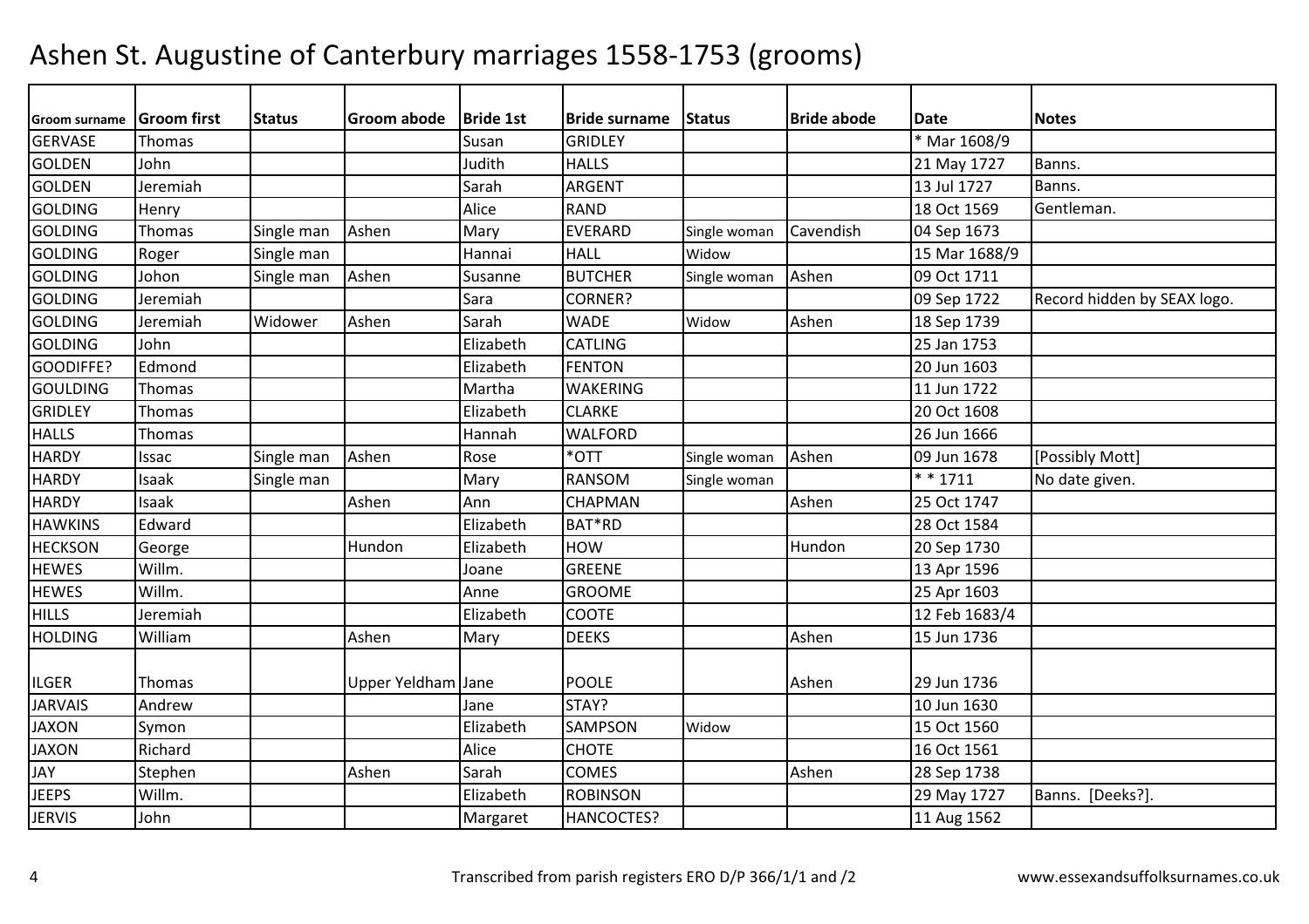# Ashen St. Augustine of Canterbury marriages 1558-1753 (grooms)

| Groom surname | Groom first | Status | Groom abode | Bride 1st | Bride surname | Status | Bride abode | Date | Notes |
|---|---|---|---|---|---|---|---|---|---|
| GERVASE | Thomas | | | Susan | GRIDLEY | | | * Mar 1608/9 | |
| GOLDEN | John | | | Judith | HALLS | | | 21 May 1727 | Banns. |
| GOLDEN | Jeremiah | | | Sarah | ARGENT | | | 13 Jul 1727 | Banns. |
| GOLDING | Henry | | | Alice | RAND | | | 18 Oct 1569 | Gentleman. |
| GOLDING | Thomas | Single man | Ashen | Mary | EVERARD | Single woman | Cavendish | 04 Sep 1673 | |
| GOLDING | Roger | Single man | | Hannai | HALL | Widow | | 15 Mar 1688/9 | |
| GOLDING | Johon | Single man | Ashen | Susanne | BUTCHER | Single woman | Ashen | 09 Oct 1711 | |
| GOLDING | Jeremiah | | | Sara | CORNER? | | | 09 Sep 1722 | Record hidden by SEAX logo. |
| GOLDING | Jeremiah | Widower | Ashen | Sarah | WADE | Widow | Ashen | 18 Sep 1739 | |
| GOLDING | John | | | Elizabeth | CATLING | | | 25 Jan 1753 | |
| GOODIFFE? | Edmond | | | Elizabeth | FENTON | | | 20 Jun 1603 | |
| GOULDING | Thomas | | | Martha | WAKERING | | | 11 Jun 1722 | |
| GRIDLEY | Thomas | | | Elizabeth | CLARKE | | | 20 Oct 1608 | |
| HALLS | Thomas | | | Hannah | WALFORD | | | 26 Jun 1666 | |
| HARDY | Issac | Single man | Ashen | Rose | *OTT | Single woman | Ashen | 09 Jun 1678 | [Possibly Mott] |
| HARDY | Isaak | Single man | | Mary | RANSOM | Single woman | | * * 1711 | No date given. |
| HARDY | Isaak | | Ashen | Ann | CHAPMAN | | Ashen | 25 Oct 1747 | |
| HAWKINS | Edward | | | Elizabeth | BAT*RD | | | 28 Oct 1584 | |
| HECKSON | George | | Hundon | Elizabeth | HOW | | Hundon | 20 Sep 1730 | |
| HEWES | Willm. | | | Joane | GREENE | | | 13 Apr 1596 | |
| HEWES | Willm. | | | Anne | GROOME | | | 25 Apr 1603 | |
| HILLS | Jeremiah | | | Elizabeth | COOTE | | | 12 Feb 1683/4 | |
| HOLDING | William | | Ashen | Mary | DEEKS | | Ashen | 15 Jun 1736 | |
| ILGER | Thomas | | Upper Yeldham | Jane | POOLE | | Ashen | 29 Jun 1736 | |
| JARVAIS | Andrew | | | Jane | STAY? | | | 10 Jun 1630 | |
| JAXON | Symon | | | Elizabeth | SAMPSON | Widow | | 15 Oct 1560 | |
| JAXON | Richard | | | Alice | CHOTE | | | 16 Oct 1561 | |
| JAY | Stephen | | Ashen | Sarah | COMES | | Ashen | 28 Sep 1738 | |
| JEEPS | Willm. | | | Elizabeth | ROBINSON | | | 29 May 1727 | Banns. [Deeks?]. |
| JERVIS | John | | | Margaret | HANCOCTES? | | | 11 Aug 1562 | |

Transcribed from parish registers ERO D/P 366/1/1 and /2 www.essexandsuffolksurnames.co.uk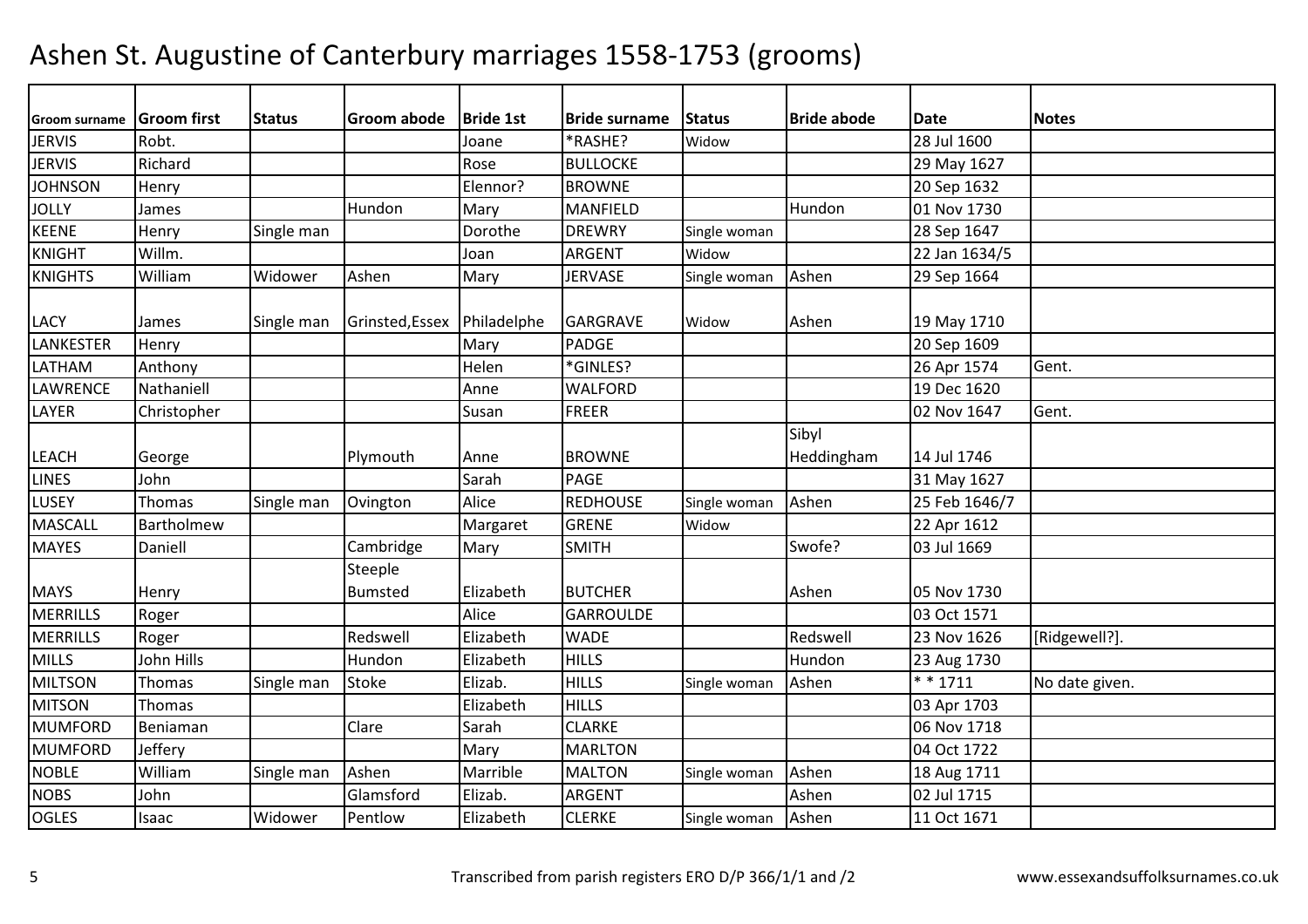# Ashen St. Augustine of Canterbury marriages 1558-1753 (grooms)

| Groom surname | Groom first | Status | Groom abode | Bride 1st | Bride surname | Status | Bride abode | Date | Notes |
|---|---|---|---|---|---|---|---|---|---|
| JERVIS | Robt. | | | Joane | *RASHE? | Widow | | 28 Jul 1600 | |
| JERVIS | Richard | | | Rose | BULLOCKE | | | 29 May 1627 | |
| JOHNSON | Henry | | | Elennor? | BROWNE | | | 20 Sep 1632 | |
| JOLLY | James | | Hundon | Mary | MANFIELD | | Hundon | 01 Nov 1730 | |
| KEENE | Henry | Single man | | Dorothe | DREWRY | Single woman | | 28 Sep 1647 | |
| KNIGHT | Willm. | | | Joan | ARGENT | Widow | | 22 Jan 1634/5 | |
| KNIGHTS | William | Widower | Ashen | Mary | JERVASE | Single woman | Ashen | 29 Sep 1664 | |
| LACY | James | Single man | Grinsted,Essex | Philadelphe | GARGRAVE | Widow | Ashen | 19 May 1710 | |
| LANKESTER | Henry | | | Mary | PADGE | | | 20 Sep 1609 | |
| LATHAM | Anthony | | | Helen | *GINLES? | | | 26 Apr 1574 | Gent. |
| LAWRENCE | Nathaniell | | | Anne | WALFORD | | | 19 Dec 1620 | |
| LAYER | Christopher | | | Susan | FREER | | | 02 Nov 1647 | Gent. |
| LEACH | George | | Plymouth | Anne | BROWNE | | Sibyl Heddingham | 14 Jul 1746 | |
| LINES | John | | | Sarah | PAGE | | | 31 May 1627 | |
| LUSEY | Thomas | Single man | Ovington | Alice | REDHOUSE | Single woman | Ashen | 25 Feb 1646/7 | |
| MASCALL | Bartholmew | | | Margaret | GRENE | Widow | | 22 Apr 1612 | |
| MAYES | Daniell | | Cambridge | Mary | SMITH | | Swofe? | 03 Jul 1669 | |
| MAYS | Henry | | Steeple Bumsted | Elizabeth | BUTCHER | | Ashen | 05 Nov 1730 | |
| MERRILLS | Roger | | | Alice | GARROULDE | | | 03 Oct 1571 | |
| MERRILLS | Roger | | Redswell | Elizabeth | WADE | | Redswell | 23 Nov 1626 | [Ridgewell?]. |
| MILLS | John Hills | | Hundon | Elizabeth | HILLS | | Hundon | 23 Aug 1730 | |
| MILTSON | Thomas | Single man | Stoke | Elizab. | HILLS | Single woman | Ashen | * * 1711 | No date given. |
| MITSON | Thomas | | | Elizabeth | HILLS | | | 03 Apr 1703 | |
| MUMFORD | Beniaman | | Clare | Sarah | CLARKE | | | 06 Nov 1718 | |
| MUMFORD | Jeffery | | | Mary | MARLTON | | | 04 Oct 1722 | |
| NOBLE | William | Single man | Ashen | Marrible | MALTON | Single woman | Ashen | 18 Aug 1711 | |
| NOBS | John | | Glamsford | Elizab. | ARGENT | | Ashen | 02 Jul 1715 | |
| OGLES | Isaac | Widower | Pentlow | Elizabeth | CLERKE | Single woman | Ashen | 11 Oct 1671 | |

Transcribed from parish registers ERO D/P 366/1/1 and /2 www.essexandsuffolksurnames.co.uk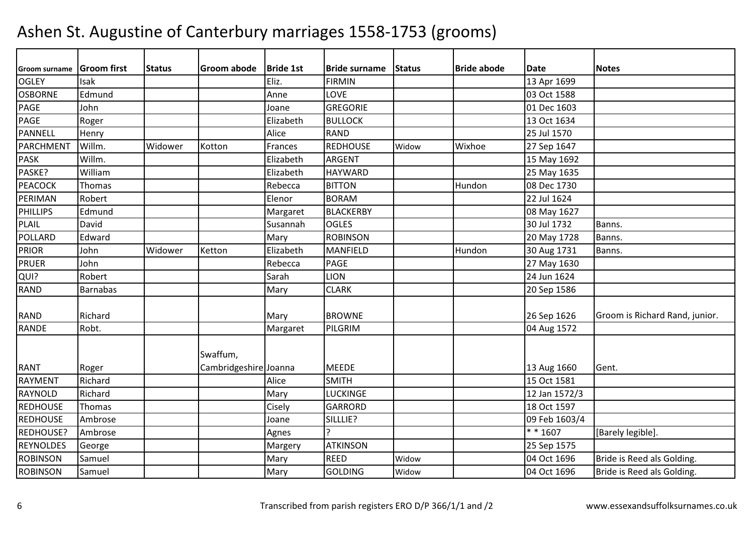# Ashen St. Augustine of Canterbury marriages 1558-1753 (grooms)

| Groom surname | Groom first | Status | Groom abode | Bride 1st | Bride surname | Status | Bride abode | Date | Notes |
|---|---|---|---|---|---|---|---|---|---|
| OGLEY | Isak | | | Eliz. | FIRMIN | | | 13 Apr 1699 | |
| OSBORNE | Edmund | | | Anne | LOVE | | | 03 Oct 1588 | |
| PAGE | John | | | Joane | GREGORIE | | | 01 Dec 1603 | |
| PAGE | Roger | | | Elizabeth | BULLOCK | | | 13 Oct 1634 | |
| PANNELL | Henry | | | Alice | RAND | | | 25 Jul 1570 | |
| PARCHMENT | Willm. | Widower | Kotton | Frances | REDHOUSE | Widow | Wixhoe | 27 Sep 1647 | |
| PASK | Willm. | | | Elizabeth | ARGENT | | | 15 May 1692 | |
| PASKE? | William | | | Elizabeth | HAYWARD | | | 25 May 1635 | |
| PEACOCK | Thomas | | | Rebecca | BITTON | | Hundon | 08 Dec 1730 | |
| PERIMAN | Robert | | | Elenor | BORAM | | | 22 Jul 1624 | |
| PHILLIPS | Edmund | | | Margaret | BLACKERBY | | | 08 May 1627 | |
| PLAIL | David | | | Susannah | OGLES | | | 30 Jul 1732 | Banns. |
| POLLARD | Edward | | | Mary | ROBINSON | | | 20 May 1728 | Banns. |
| PRIOR | John | Widower | Ketton | Elizabeth | MANFIELD | | Hundon | 30 Aug 1731 | Banns. |
| PRUER | John | | | Rebecca | PAGE | | | 27 May 1630 | |
| QUI? | Robert | | | Sarah | LION | | | 24 Jun 1624 | |
| RAND | Barnabas | | | Mary | CLARK | | | 20 Sep 1586 | |
| RAND | Richard | | | Mary | BROWNE | | | 26 Sep 1626 | Groom is Richard Rand, junior. |
| RANDE | Robt. | | | Margaret | PILGRIM | | | 04 Aug 1572 | |
| RANT | Roger | | Swaffum, Cambridgeshire | Joanna | MEEDE | | | 13 Aug 1660 | Gent. |
| RAYMENT | Richard | | | Alice | SMITH | | | 15 Oct 1581 | |
| RAYNOLD | Richard | | | Mary | LUCKINGE | | | 12 Jan 1572/3 | |
| REDHOUSE | Thomas | | | Cisely | GARRORD | | | 18 Oct 1597 | |
| REDHOUSE | Ambrose | | | Joane | SILLLIE? | | | 09 Feb 1603/4 | |
| REDHOUSE? | Ambrose | | | Agnes | ? | | | * * 1607 | [Barely legible]. |
| REYNOLDES | George | | | Margery | ATKINSON | | | 25 Sep 1575 | |
| ROBINSON | Samuel | | | Mary | REED | Widow | | 04 Oct 1696 | Bride is Reed als Golding. |
| ROBINSON | Samuel | | | Mary | GOLDING | Widow | | 04 Oct 1696 | Bride is Reed als Golding. |

Transcribed from parish registers ERO D/P 366/1/1 and /2 www.essexandsuffolksurnames.co.uk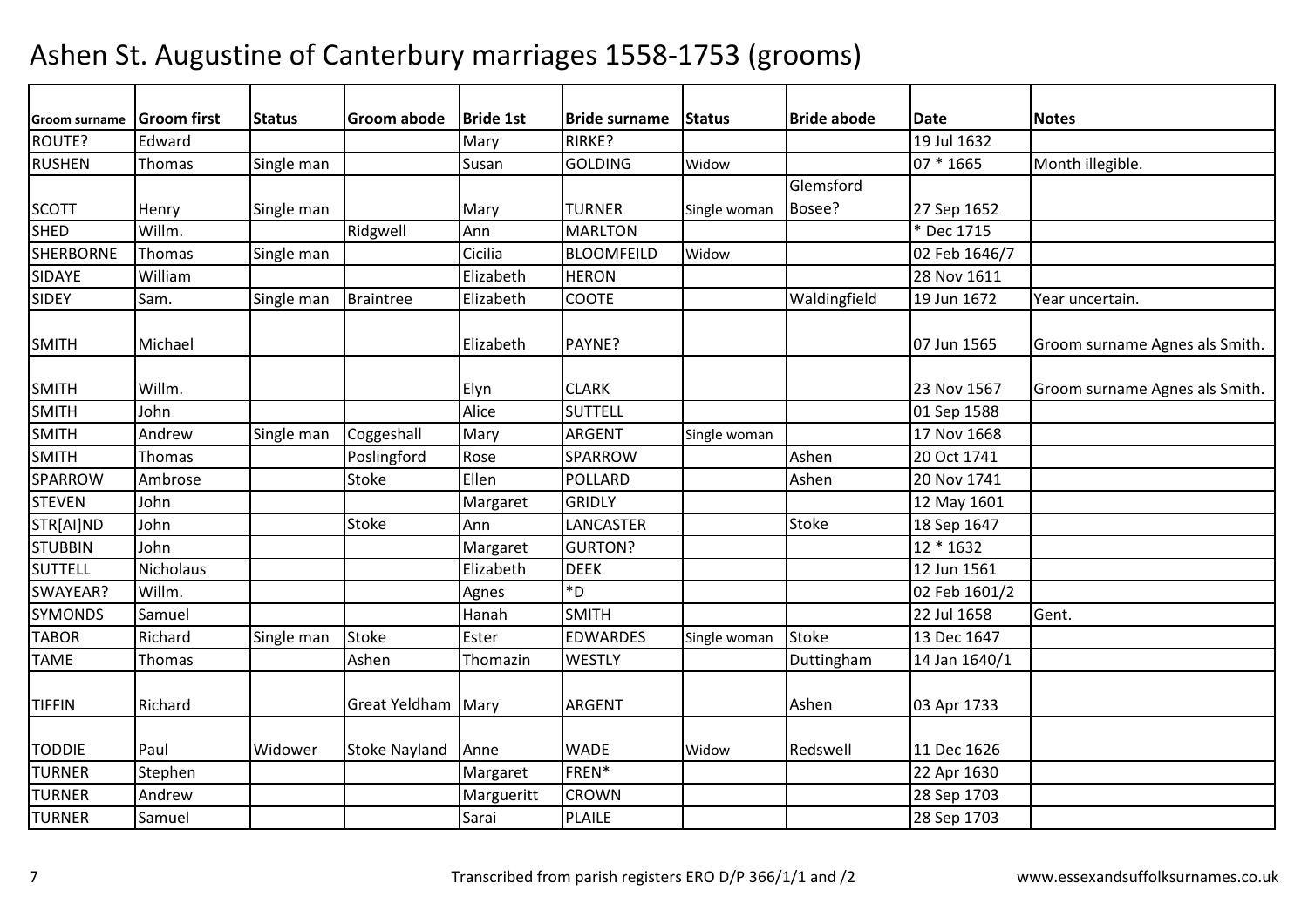# Ashen St. Augustine of Canterbury marriages 1558-1753 (grooms)

| Groom surname | Groom first | Status | Groom abode | Bride 1st | Bride surname | Status | Bride abode | Date | Notes |
|---|---|---|---|---|---|---|---|---|---|
| ROUTE? | Edward | | | Mary | RIRKE? | | | 19 Jul 1632 | |
| RUSHEN | Thomas | Single man | | Susan | GOLDING | Widow | | 07 * 1665 | Month illegible. |
| SCOTT | Henry | Single man | | Mary | TURNER | Single woman | Glemsford Bosee? | 27 Sep 1652 | |
| SHED | Willm. | | Ridgwell | Ann | MARLTON | | | * Dec 1715 | |
| SHERBORNE | Thomas | Single man | | Cicilia | BLOOMFEILD | Widow | | 02 Feb 1646/7 | |
| SIDAYE | William | | | Elizabeth | HERON | | | 28 Nov 1611 | |
| SIDEY | Sam. | Single man | Braintree | Elizabeth | COOTE | | Waldingfield | 19 Jun 1672 | Year uncertain. |
| SMITH | Michael | | | Elizabeth | PAYNE? | | | 07 Jun 1565 | Groom surname Agnes als Smith. |
| SMITH | Willm. | | | Elyn | CLARK | | | 23 Nov 1567 | Groom surname Agnes als Smith. |
| SMITH | John | | | Alice | SUTTELL | | | 01 Sep 1588 | |
| SMITH | Andrew | Single man | Coggeshall | Mary | ARGENT | Single woman | | 17 Nov 1668 | |
| SMITH | Thomas | | Poslingford | Rose | SPARROW | | Ashen | 20 Oct 1741 | |
| SPARROW | Ambrose | | Stoke | Ellen | POLLARD | | Ashen | 20 Nov 1741 | |
| STEVEN | John | | | Margaret | GRIDLY | | | 12 May 1601 | |
| STR[AI]ND | John | | Stoke | Ann | LANCASTER | | Stoke | 18 Sep 1647 | |
| STUBBIN | John | | | Margaret | GURTON? | | | 12 * 1632 | |
| SUTTELL | Nicholaus | | | Elizabeth | DEEK | | | 12 Jun 1561 | |
| SWAYEAR? | Willm. | | | Agnes | *D | | | 02 Feb 1601/2 | |
| SYMONDS | Samuel | | | Hanah | SMITH | | | 22 Jul 1658 | Gent. |
| TABOR | Richard | Single man | Stoke | Ester | EDWARDES | Single woman | Stoke | 13 Dec 1647 | |
| TAME | Thomas | | Ashen | Thomazin | WESTLY | | Duttingham | 14 Jan 1640/1 | |
| TIFFIN | Richard | | Great Yeldham | Mary | ARGENT | | Ashen | 03 Apr 1733 | |
| TODDIE | Paul | Widower | Stoke Nayland | Anne | WADE | Widow | Redswell | 11 Dec 1626 | |
| TURNER | Stephen | | | Margaret | FREN* | | | 22 Apr 1630 | |
| TURNER | Andrew | | | Margueritt | CROWN | | | 28 Sep 1703 | |
| TURNER | Samuel | | | Sarai | PLAILE | | | 28 Sep 1703 | |

Transcribed from parish registers ERO D/P 366/1/1 and /2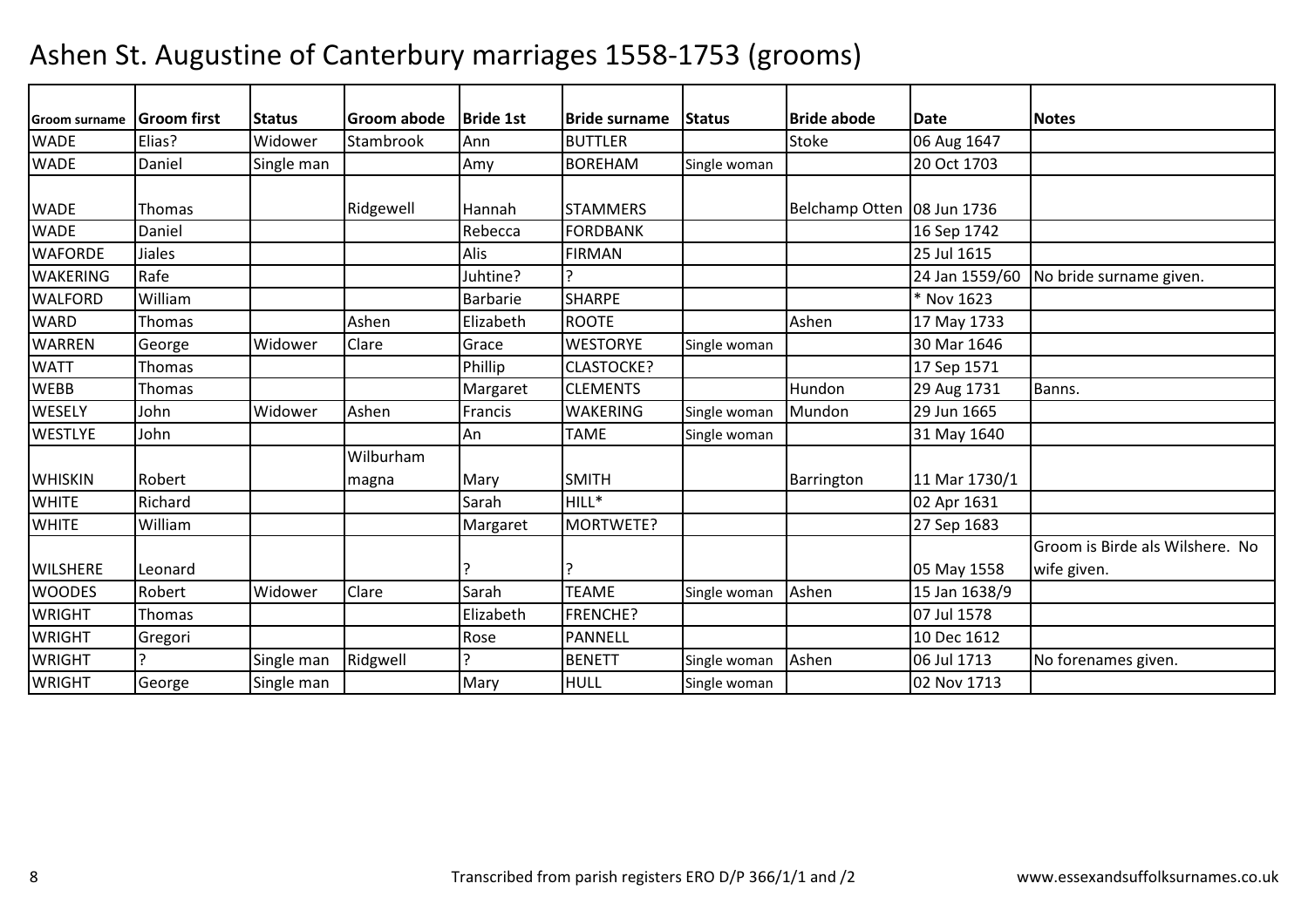# Ashen St. Augustine of Canterbury marriages 1558-1753 (grooms)

| Groom surname | Groom first | Status | Groom abode | Bride 1st | Bride surname | Status | Bride abode | Date | Notes |
|---|---|---|---|---|---|---|---|---|---|
| WADE | Elias? | Widower | Stambrook | Ann | BUTTLER | | Stoke | 06 Aug 1647 | |
| WADE | Daniel | Single man | | Amy | BOREHAM | Single woman | | 20 Oct 1703 | |
| WADE | Thomas | | Ridgewell | Hannah | STAMMERS | | Belchamp Otten | 08 Jun 1736 | |
| WADE | Daniel | | | Rebecca | FORDBANK | | | 16 Sep 1742 | |
| WAFORDE | Jiales | | | Alis | FIRMAN | | | 25 Jul 1615 | |
| WAKERING | Rafe | | | Juhtine? | ? | | | 24 Jan 1559/60 | No bride surname given. |
| WALFORD | William | | | Barbarie | SHARPE | | | * Nov 1623 | |
| WARD | Thomas | | Ashen | Elizabeth | ROOTE | | Ashen | 17 May 1733 | |
| WARREN | George | Widower | Clare | Grace | WESTORYE | Single woman | | 30 Mar 1646 | |
| WATT | Thomas | | | Phillip | CLASTOCKE? | | | 17 Sep 1571 | |
| WEBB | Thomas | | | Margaret | CLEMENTS | | Hundon | 29 Aug 1731 | Banns. |
| WESELY | John | Widower | Ashen | Francis | WAKERING | Single woman | Mundon | 29 Jun 1665 | |
| WESTLYE | John | | | An | TAME | Single woman | | 31 May 1640 | |
| WHISKIN | Robert | | Wilburham magna | Mary | SMITH | | Barrington | 11 Mar 1730/1 | |
| WHITE | Richard | | | Sarah | HILL* | | | 02 Apr 1631 | |
| WHITE | William | | | Margaret | MORTWETE? | | | 27 Sep 1683 | |
| WILSHERE | Leonard | | | ? | ? | | | 05 May 1558 | Groom is Birde als Wilshere. No wife given. |
| WOODES | Robert | Widower | Clare | Sarah | TEAME | Single woman | Ashen | 15 Jan 1638/9 | |
| WRIGHT | Thomas | | | Elizabeth | FRENCHE? | | | 07 Jul 1578 | |
| WRIGHT | Gregori | | | Rose | PANNELL | | | 10 Dec 1612 | |
| WRIGHT | ? | Single man | Ridgwell | ? | BENETT | Single woman | Ashen | 06 Jul 1713 | No forenames given. |
| WRIGHT | George | Single man | | Mary | HULL | Single woman | | 02 Nov 1713 | |

Transcribed from parish registers ERO D/P 366/1/1 and /2

www.essexandsuffolksurnames.co.uk